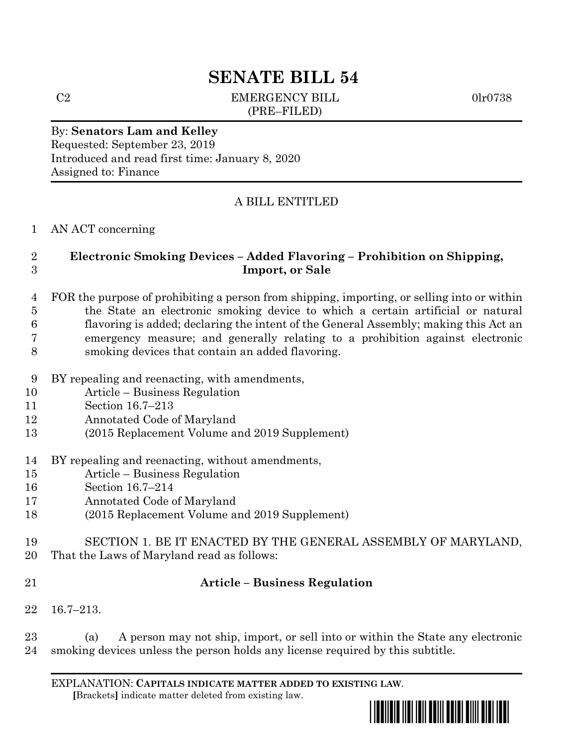# SENATE BILL 54

C2 EMERGENCY BILL 0lr0738
(PRE–FILED)

By: **Senators Lam and Kelley**
Requested: September 23, 2019
Introduced and read first time: January 8, 2020
Assigned to: Finance

A BILL ENTITLED

1 AN ACT concerning

2 **Electronic Smoking Devices – Added Flavoring – Prohibition on Shipping,**
3 **Import, or Sale**

4 FOR the purpose of prohibiting a person from shipping, importing, or selling into or within
5 the State an electronic smoking device to which a certain artificial or natural
6 flavoring is added; declaring the intent of the General Assembly; making this Act an
7 emergency measure; and generally relating to a prohibition against electronic
8 smoking devices that contain an added flavoring.

9 BY repealing and reenacting, with amendments,
10 Article – Business Regulation
11 Section 16.7–213
12 Annotated Code of Maryland
13 (2015 Replacement Volume and 2019 Supplement)

14 BY repealing and reenacting, without amendments,
15 Article – Business Regulation
16 Section 16.7–214
17 Annotated Code of Maryland
18 (2015 Replacement Volume and 2019 Supplement)

19 SECTION 1. BE IT ENACTED BY THE GENERAL ASSEMBLY OF MARYLAND,
20 That the Laws of Maryland read as follows:

21 **Article – Business Regulation**

22 16.7–213.

23 (a) A person may not ship, import, or sell into or within the State any electronic
24 smoking devices unless the person holds any license required by this subtitle.

EXPLANATION: **CAPITALS INDICATE MATTER ADDED TO EXISTING LAW.**
**[**Brackets**]** indicate matter deleted from existing law.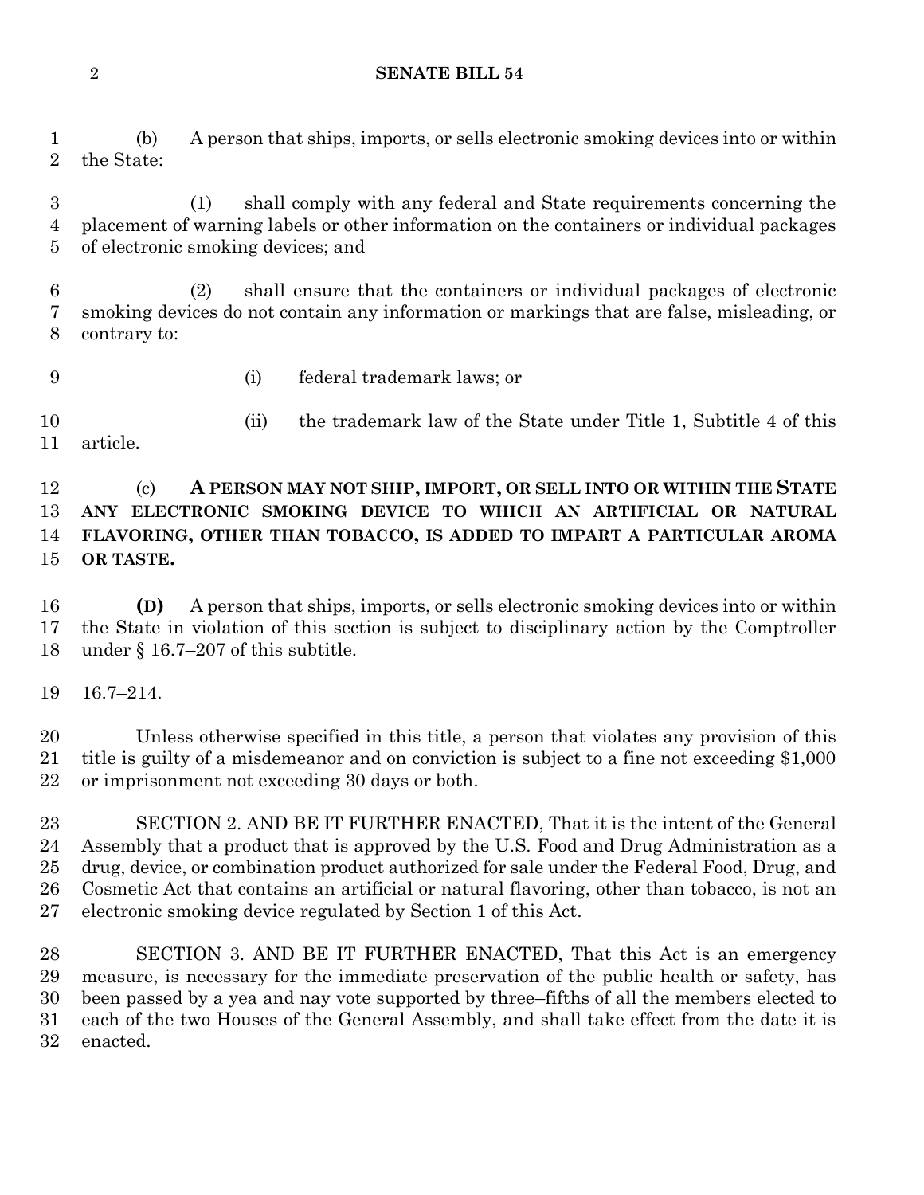(b) A person that ships, imports, or sells electronic smoking devices into or within the State:

(1) shall comply with any federal and State requirements concerning the placement of warning labels or other information on the containers or individual packages of electronic smoking devices; and

(2) shall ensure that the containers or individual packages of electronic smoking devices do not contain any information or markings that are false, misleading, or contrary to:

(i) federal trademark laws; or

(ii) the trademark law of the State under Title 1, Subtitle 4 of this article.

(c) **A PERSON MAY NOT SHIP, IMPORT, OR SELL INTO OR WITHIN THE STATE ANY ELECTRONIC SMOKING DEVICE TO WHICH AN ARTIFICIAL OR NATURAL FLAVORING, OTHER THAN TOBACCO, IS ADDED TO IMPART A PARTICULAR AROMA OR TASTE.**

**(D)** A person that ships, imports, or sells electronic smoking devices into or within the State in violation of this section is subject to disciplinary action by the Comptroller under § 16.7–207 of this subtitle.

16.7–214.

Unless otherwise specified in this title, a person that violates any provision of this title is guilty of a misdemeanor and on conviction is subject to a fine not exceeding $1,000 or imprisonment not exceeding 30 days or both.

SECTION 2. AND BE IT FURTHER ENACTED, That it is the intent of the General Assembly that a product that is approved by the U.S. Food and Drug Administration as a drug, device, or combination product authorized for sale under the Federal Food, Drug, and Cosmetic Act that contains an artificial or natural flavoring, other than tobacco, is not an electronic smoking device regulated by Section 1 of this Act.

SECTION 3. AND BE IT FURTHER ENACTED, That this Act is an emergency measure, is necessary for the immediate preservation of the public health or safety, has been passed by a yea and nay vote supported by three–fifths of all the members elected to each of the two Houses of the General Assembly, and shall take effect from the date it is enacted.